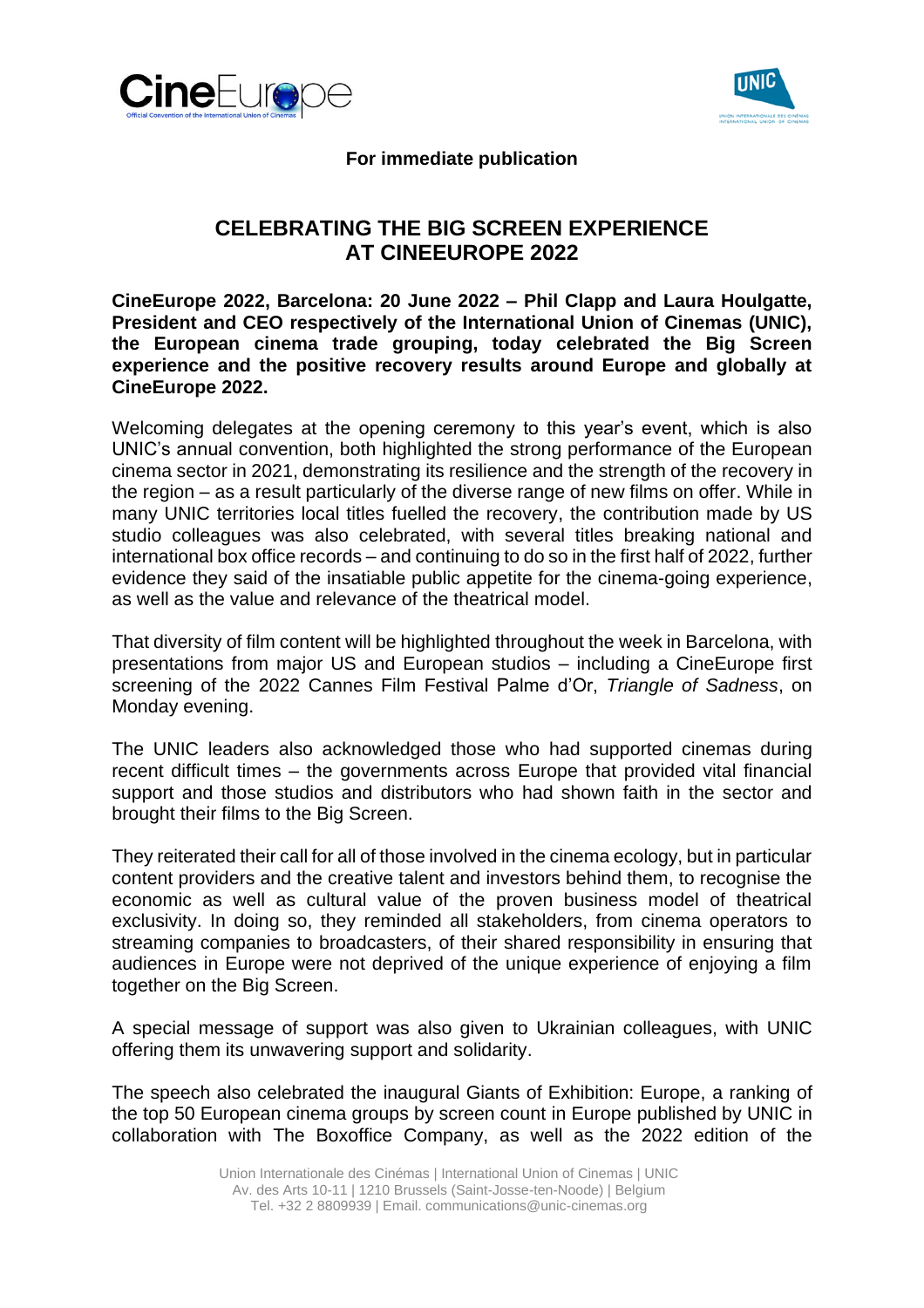**For immediate publication**

# CELEBRATING THE BIG SCREEN EXPERIENCE AT CINEEUROPE 2022

**CineEurope 2022, Barcelona: 20 June 2022 – Phil Clapp and Laura Houlgatte, President and CEO respectively of the International Union of Cinemas (UNIC), the European cinema trade grouping, today celebrated the Big Screen experience and the positive recovery results around Europe and globally at CineEurope 2022.**

Welcoming delegates at the opening ceremony to this year's event, which is also UNIC's annual convention, both highlighted the strong performance of the European cinema sector in 2021, demonstrating its resilience and the strength of the recovery in the region – as a result particularly of the diverse range of new films on offer. While in many UNIC territories local titles fuelled the recovery, the contribution made by US studio colleagues was also celebrated, with several titles breaking national and international box office records – and continuing to do so in the first half of 2022, further evidence they said of the insatiable public appetite for the cinema-going experience, as well as the value and relevance of the theatrical model.

That diversity of film content will be highlighted throughout the week in Barcelona, with presentations from major US and European studios – including a CineEurope first screening of the 2022 Cannes Film Festival Palme d'Or, *Triangle of Sadness*, on Monday evening.

The UNIC leaders also acknowledged those who had supported cinemas during recent difficult times – the governments across Europe that provided vital financial support and those studios and distributors who had shown faith in the sector and brought their films to the Big Screen.

They reiterated their call for all of those involved in the cinema ecology, but in particular content providers and the creative talent and investors behind them, to recognise the economic as well as cultural value of the proven business model of theatrical exclusivity. In doing so, they reminded all stakeholders, from cinema operators to streaming companies to broadcasters, of their shared responsibility in ensuring that audiences in Europe were not deprived of the unique experience of enjoying a film together on the Big Screen.

A special message of support was also given to Ukrainian colleagues, with UNIC offering them its unwavering support and solidarity.

The speech also celebrated the inaugural Giants of Exhibition: Europe, a ranking of the top 50 European cinema groups by screen count in Europe published by UNIC in collaboration with The Boxoffice Company, as well as the 2022 edition of the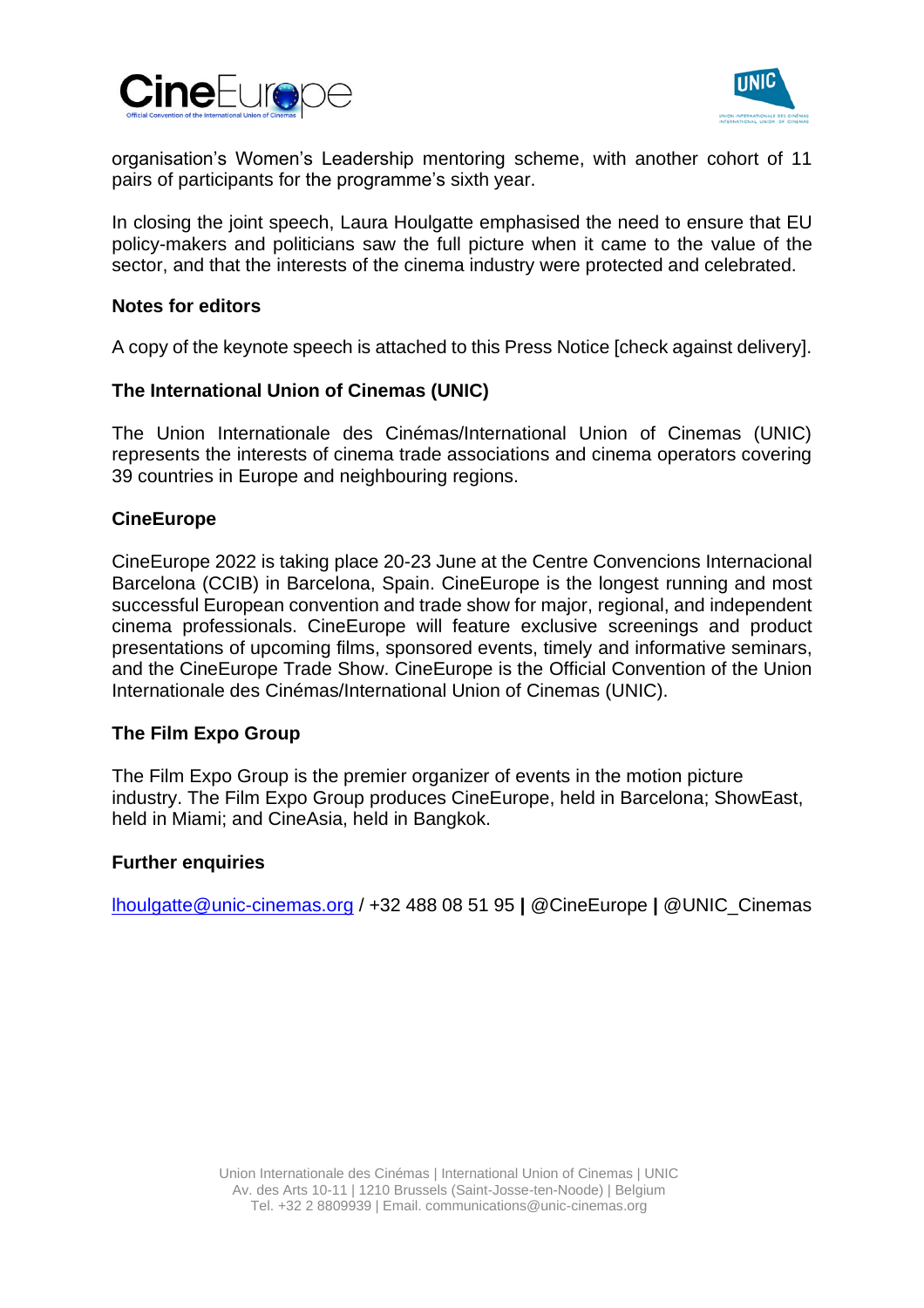organisation's Women's Leadership mentoring scheme, with another cohort of 11 pairs of participants for the programme's sixth year.

In closing the joint speech, Laura Houlgatte emphasised the need to ensure that EU policy-makers and politicians saw the full picture when it came to the value of the sector, and that the interests of the cinema industry were protected and celebrated.

**Notes for editors**

A copy of the keynote speech is attached to this Press Notice [check against delivery].

**The International Union of Cinemas (UNIC)**

The Union Internationale des Cinémas/International Union of Cinemas (UNIC) represents the interests of cinema trade associations and cinema operators covering 39 countries in Europe and neighbouring regions.

**CineEurope**

CineEurope 2022 is taking place 20-23 June at the Centre Convencions Internacional Barcelona (CCIB) in Barcelona, Spain. CineEurope is the longest running and most successful European convention and trade show for major, regional, and independent cinema professionals. CineEurope will feature exclusive screenings and product presentations of upcoming films, sponsored events, timely and informative seminars, and the CineEurope Trade Show. CineEurope is the Official Convention of the Union Internationale des Cinémas/International Union of Cinemas (UNIC).

**The Film Expo Group**

The Film Expo Group is the premier organizer of events in the motion picture industry. The Film Expo Group produces CineEurope, held in Barcelona; ShowEast, held in Miami; and CineAsia, held in Bangkok.

**Further enquiries**

lhoulgatte@unic-cinemas.org / +32 488 08 51 95 **|** @CineEurope **|** @UNIC_Cinemas